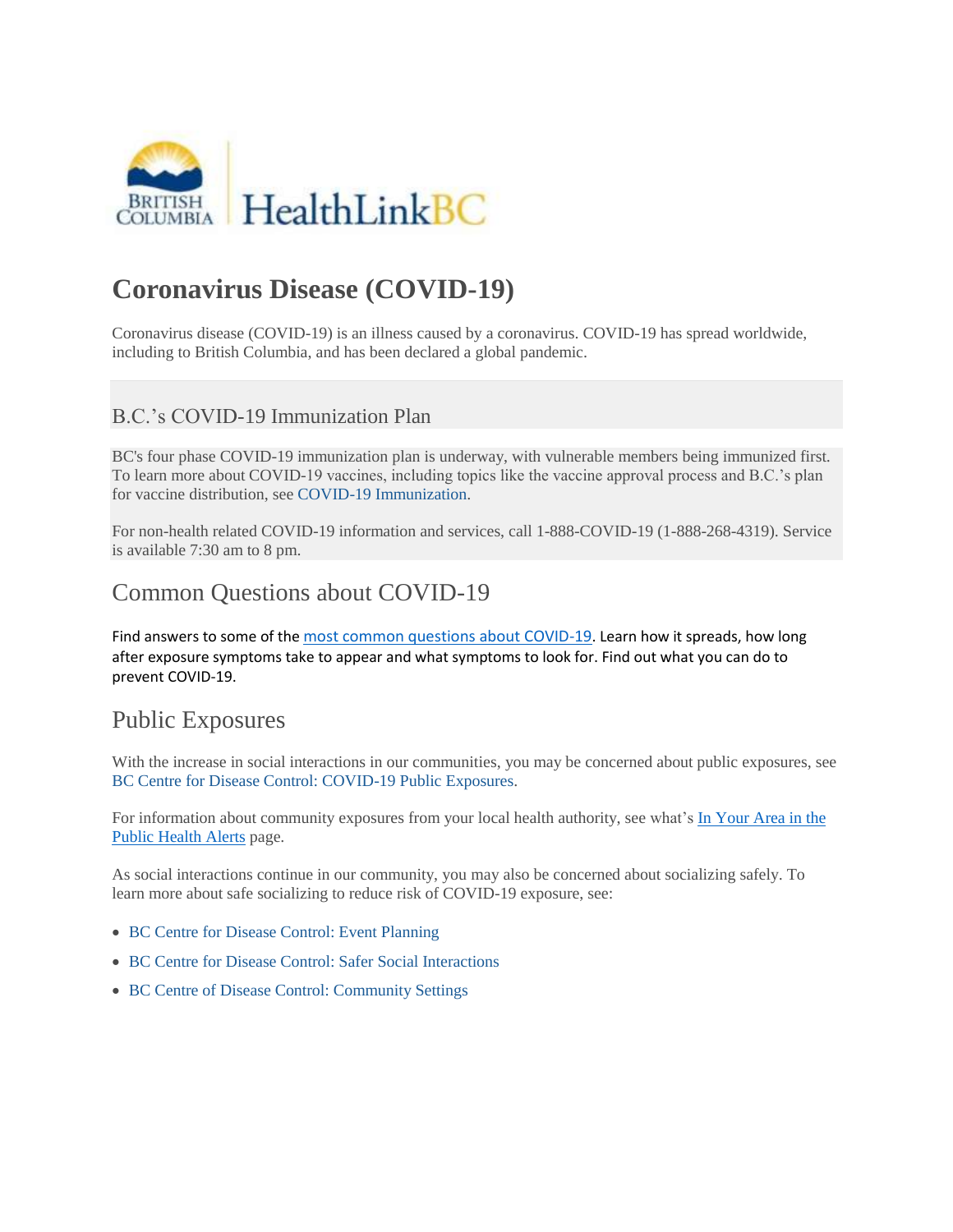# Coronavirus Disease (COVID-19)

Coronavirus disease (COVID-19) is an illness caused by a coronavirus. COVID-19 has spread worldwide, including to British Columbia, and has been declared a global pandemic.

## B.C.'s COVID-19 Immunization Plan

BC's four phase COVID-19 immunization plan is underway, with vulnerable members being immunized first. To learn more about COVID-19 vaccines, including topics like the vaccine approval process and B.C.'s plan for vaccine distribution, see COVID-19 Immunization.

For non-health related COVID-19 information and services, call 1-888-COVID-19 (1-888-268-4319). Service is available 7:30 am to 8 pm.

## Common Questions about COVID-19

Find answers to some of the most common questions about COVID-19. Learn how it spreads, how long after exposure symptoms take to appear and what symptoms to look for. Find out what you can do to prevent COVID-19.

## Public Exposures

With the increase in social interactions in our communities, you may be concerned about public exposures, see BC Centre for Disease Control: COVID-19 Public Exposures.

For information about community exposures from your local health authority, see what's In Your Area in the Public Health Alerts page.

As social interactions continue in our community, you may also be concerned about socializing safely. To learn more about safe socializing to reduce risk of COVID-19 exposure, see:

- BC Centre for Disease Control: Event Planning
- BC Centre for Disease Control: Safer Social Interactions
- BC Centre of Disease Control: Community Settings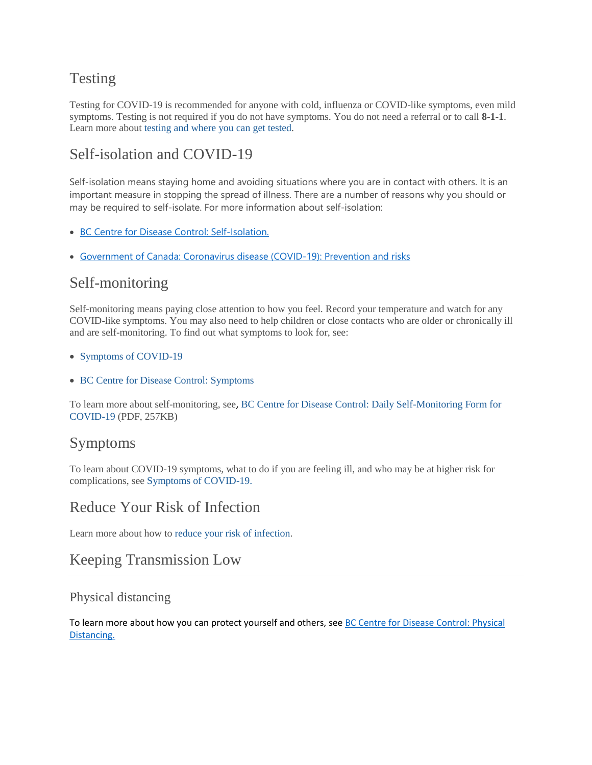## Testing

Testing for COVID-19 is recommended for anyone with cold, influenza or COVID-like symptoms, even mild symptoms. Testing is not required if you do not have symptoms. You do not need a referral or to call **8-1-1**. Learn more about testing and where you can get tested.

## Self-isolation and COVID-19

Self-isolation means staying home and avoiding situations where you are in contact with others. It is an important measure in stopping the spread of illness. There are a number of reasons why you should or may be required to self-isolate. For more information about self-isolation:

- BC Centre for Disease Control: Self-Isolation.
- Government of Canada: Coronavirus disease (COVID-19): Prevention and risks

## Self-monitoring

Self-monitoring means paying close attention to how you feel. Record your temperature and watch for any COVID-like symptoms. You may also need to help children or close contacts who are older or chronically ill and are self-monitoring. To find out what symptoms to look for, see:

- Symptoms of COVID-19
- BC Centre for Disease Control: Symptoms

To learn more about self-monitoring, see, BC Centre for Disease Control: Daily Self-Monitoring Form for COVID-19 (PDF, 257KB)

## Symptoms

To learn about COVID-19 symptoms, what to do if you are feeling ill, and who may be at higher risk for complications, see Symptoms of COVID-19.

## Reduce Your Risk of Infection

Learn more about how to reduce your risk of infection.

## Keeping Transmission Low

### Physical distancing

To learn more about how you can protect yourself and others, see BC Centre for Disease Control: Physical Distancing.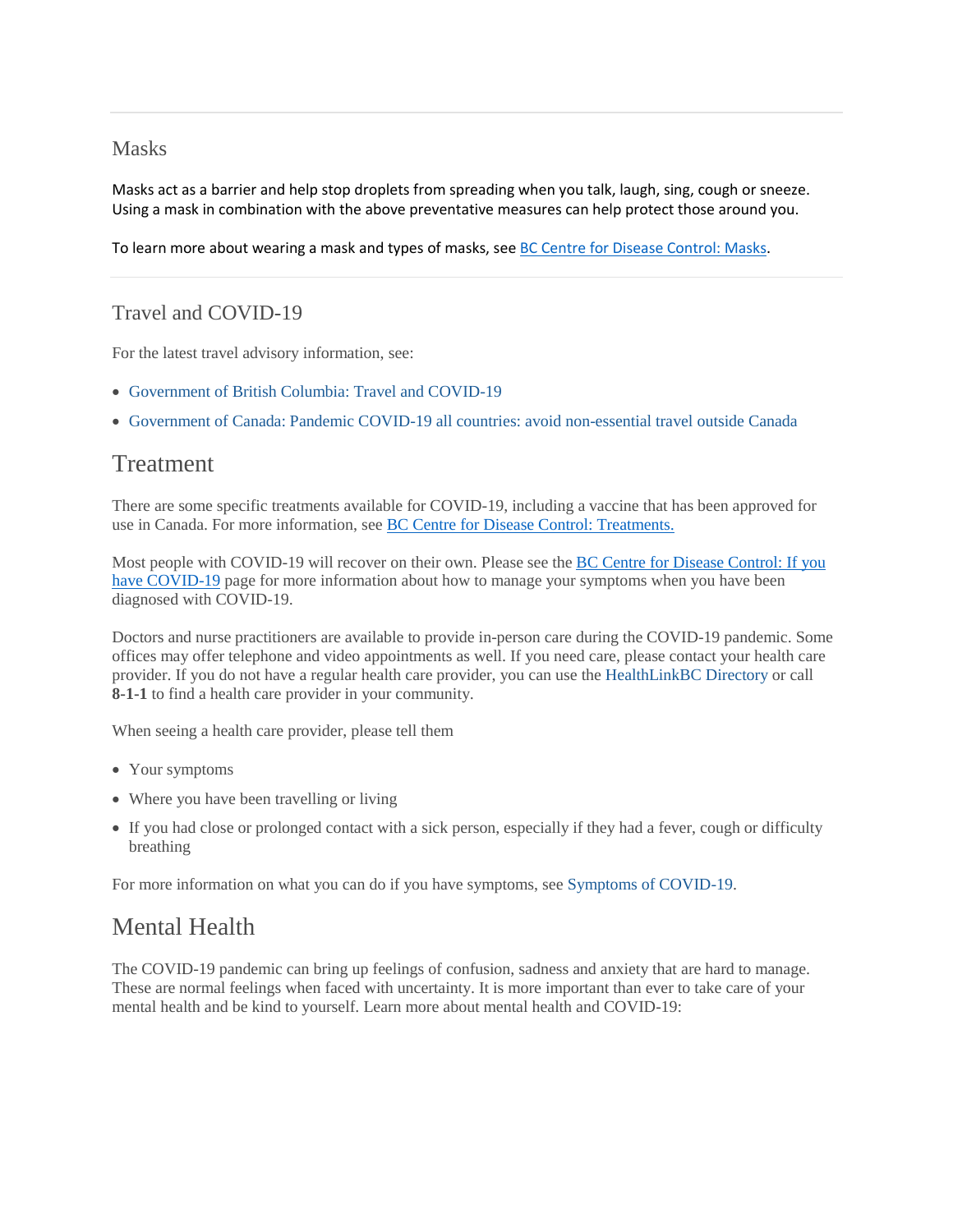## Masks

Masks act as a barrier and help stop droplets from spreading when you talk, laugh, sing, cough or sneeze. Using a mask in combination with the above preventative measures can help protect those around you.

To learn more about wearing a mask and types of masks, see BC Centre for Disease Control: Masks.

## Travel and COVID-19

For the latest travel advisory information, see:

- Government of British Columbia: Travel and COVID-19
- Government of Canada: Pandemic COVID-19 all countries: avoid non-essential travel outside Canada

# Treatment

There are some specific treatments available for COVID-19, including a vaccine that has been approved for use in Canada. For more information, see BC Centre for Disease Control: Treatments.

Most people with COVID-19 will recover on their own. Please see the BC Centre for Disease Control: If you have COVID-19 page for more information about how to manage your symptoms when you have been diagnosed with COVID-19.

Doctors and nurse practitioners are available to provide in-person care during the COVID-19 pandemic. Some offices may offer telephone and video appointments as well. If you need care, please contact your health care provider. If you do not have a regular health care provider, you can use the HealthLinkBC Directory or call **8-1-1** to find a health care provider in your community.

When seeing a health care provider, please tell them

- Your symptoms
- Where you have been travelling or living
- If you had close or prolonged contact with a sick person, especially if they had a fever, cough or difficulty breathing

For more information on what you can do if you have symptoms, see Symptoms of COVID-19.

# Mental Health

The COVID-19 pandemic can bring up feelings of confusion, sadness and anxiety that are hard to manage. These are normal feelings when faced with uncertainty. It is more important than ever to take care of your mental health and be kind to yourself. Learn more about mental health and COVID-19: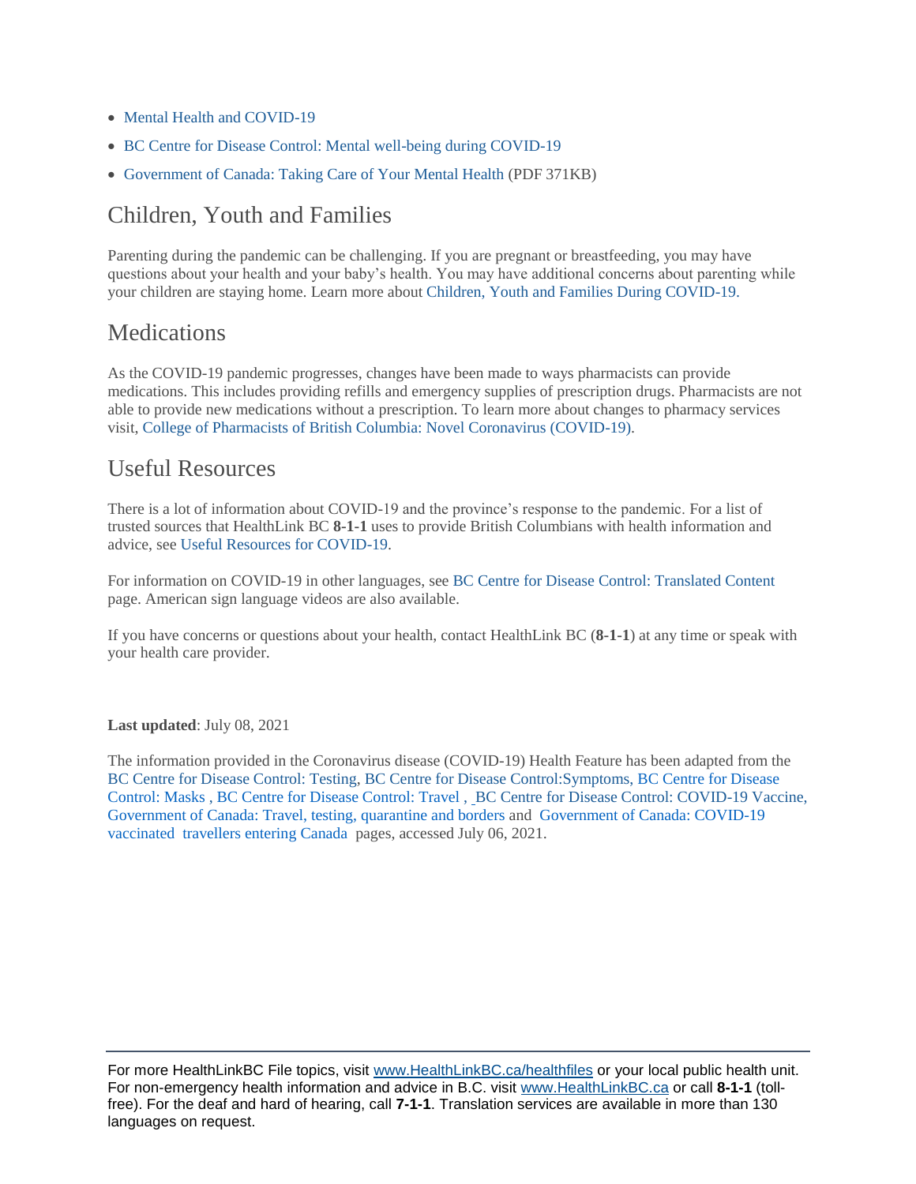- Mental Health and COVID-19
- BC Centre for Disease Control: Mental well-being during COVID-19
- Government of Canada: Taking Care of Your Mental Health (PDF 371KB)

## Children, Youth and Families

Parenting during the pandemic can be challenging. If you are pregnant or breastfeeding, you may have questions about your health and your baby's health. You may have additional concerns about parenting while your children are staying home. Learn more about Children, Youth and Families During COVID-19.

## Medications

As the COVID-19 pandemic progresses, changes have been made to ways pharmacists can provide medications. This includes providing refills and emergency supplies of prescription drugs. Pharmacists are not able to provide new medications without a prescription. To learn more about changes to pharmacy services visit, College of Pharmacists of British Columbia: Novel Coronavirus (COVID-19).

## Useful Resources

There is a lot of information about COVID-19 and the province's response to the pandemic. For a list of trusted sources that HealthLink BC **8-1-1** uses to provide British Columbians with health information and advice, see Useful Resources for COVID-19.

For information on COVID-19 in other languages, see BC Centre for Disease Control: Translated Content page. American sign language videos are also available.

If you have concerns or questions about your health, contact HealthLink BC (**8-1-1**) at any time or speak with your health care provider.

**Last updated**: July 08, 2021

The information provided in the Coronavirus disease (COVID-19) Health Feature has been adapted from the BC Centre for Disease Control: Testing, BC Centre for Disease Control:Symptoms, BC Centre for Disease Control: Masks , BC Centre for Disease Control: Travel , BC Centre for Disease Control: COVID-19 Vaccine, Government of Canada: Travel, testing, quarantine and borders and Government of Canada: COVID-19 vaccinated travellers entering Canada pages, accessed July 06, 2021.

For more HealthLinkBC File topics, visit www.HealthLinkBC.ca/healthfiles or your local public health unit. For non-emergency health information and advice in B.C. visit www.HealthLinkBC.ca or call **8-1-1** (toll-free). For the deaf and hard of hearing, call **7-1-1**. Translation services are available in more than 130 languages on request.